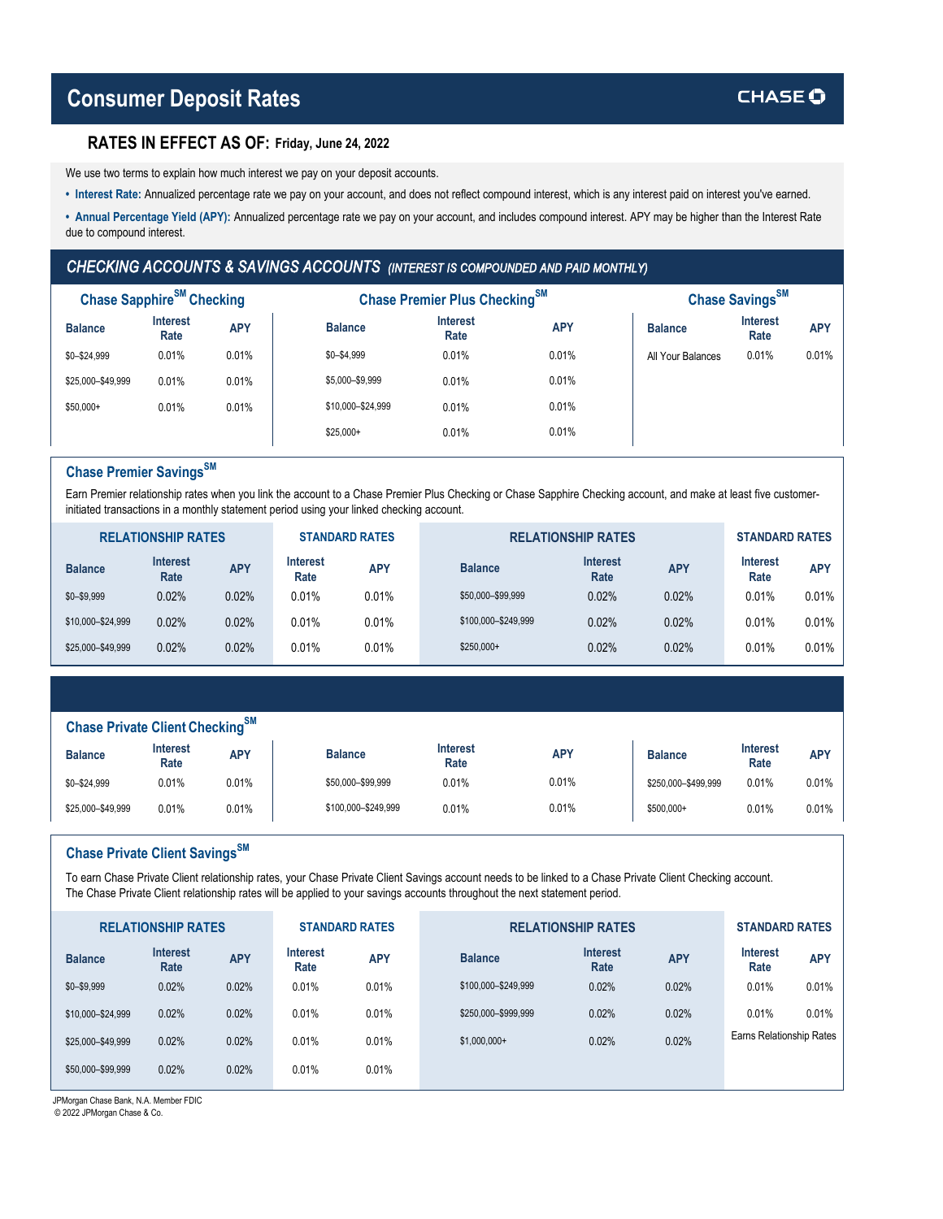# Consumer Deposit Rates

CHASE

## RATES IN EFFECT AS OF: Friday, June 24, 2022

We use two terms to explain how much interest we pay on your deposit accounts.

- **Interest Rate:** Annualized percentage rate we pay on your account, and does not reflect compound interest, which is any interest paid on interest you've earned.
- **Annual Percentage Yield (APY):** Annualized percentage rate we pay on your account, and includes compound interest. APY may be higher than the Interest Rate due to compound interest.

## CHECKING ACCOUNTS & SAVINGS ACCOUNTS *(INTEREST IS COMPOUNDED AND PAID MONTHLY)*

### Chase Sapphire[SM] Checking

| Balance | Interest Rate | APY |
|---|---|---|
| $0–$24,999 | 0.01% | 0.01% |
| $25,000–$49,999 | 0.01% | 0.01% |
| $50,000+ | 0.01% | 0.01% |

### Chase Premier Plus Checking[SM]

| Balance | Interest Rate | APY |
|---|---|---|
| $0–$4,999 | 0.01% | 0.01% |
| $5,000–$9,999 | 0.01% | 0.01% |
| $10,000–$24,999 | 0.01% | 0.01% |
| $25,000+ | 0.01% | 0.01% |

### Chase Savings[SM]

| Balance | Interest Rate | APY |
|---|---|---|
| All Your Balances | 0.01% | 0.01% |

### Chase Premier Savings[SM]

Earn Premier relationship rates when you link the account to a Chase Premier Plus Checking or Chase Sapphire Checking account, and make at least five customer-initiated transactions in a monthly statement period using your linked checking account.

| RELATIONSHIP RATES | | | STANDARD RATES | |
|---|---|---|---|---|
| Balance | Interest Rate | APY | Interest Rate | APY |
| $0–$9,999 | 0.02% | 0.02% | 0.01% | 0.01% |
| $10,000–$24,999 | 0.02% | 0.02% | 0.01% | 0.01% |
| $25,000–$49,999 | 0.02% | 0.02% | 0.01% | 0.01% |
| $50,000–$99,999 | 0.02% | 0.02% | 0.01% | 0.01% |
| $100,000–$249,999 | 0.02% | 0.02% | 0.01% | 0.01% |
| $250,000+ | 0.02% | 0.02% | 0.01% | 0.01% |

### Chase Private Client Checking[SM]

| Balance | Interest Rate | APY |
|---|---|---|
| $0–$24,999 | 0.01% | 0.01% |
| $25,000–$49,999 | 0.01% | 0.01% |
| $50,000–$99,999 | 0.01% | 0.01% |
| $100,000–$249,999 | 0.01% | 0.01% |
| $250,000–$499,999 | 0.01% | 0.01% |
| $500,000+ | 0.01% | 0.01% |

### Chase Private Client Savings[SM]

To earn Chase Private Client relationship rates, your Chase Private Client Savings account needs to be linked to a Chase Private Client Checking account. The Chase Private Client relationship rates will be applied to your savings accounts throughout the next statement period.

| RELATIONSHIP RATES | | | STANDARD RATES | |
|---|---|---|---|---|
| Balance | Interest Rate | APY | Interest Rate | APY |
| $0–$9,999 | 0.02% | 0.02% | 0.01% | 0.01% |
| $10,000–$24,999 | 0.02% | 0.02% | 0.01% | 0.01% |
| $25,000–$49,999 | 0.02% | 0.02% | 0.01% | 0.01% |
| $50,000–$99,999 | 0.02% | 0.02% | 0.01% | 0.01% |
| $100,000–$249,999 | 0.02% | 0.02% | 0.01% | 0.01% |
| $250,000–$999,999 | 0.02% | 0.02% | 0.01% | 0.01% |
| $1,000,000+ | 0.02% | 0.02% | Earns Relationship Rates | |

JPMorgan Chase Bank, N.A. Member FDIC
© 2022 JPMorgan Chase & Co.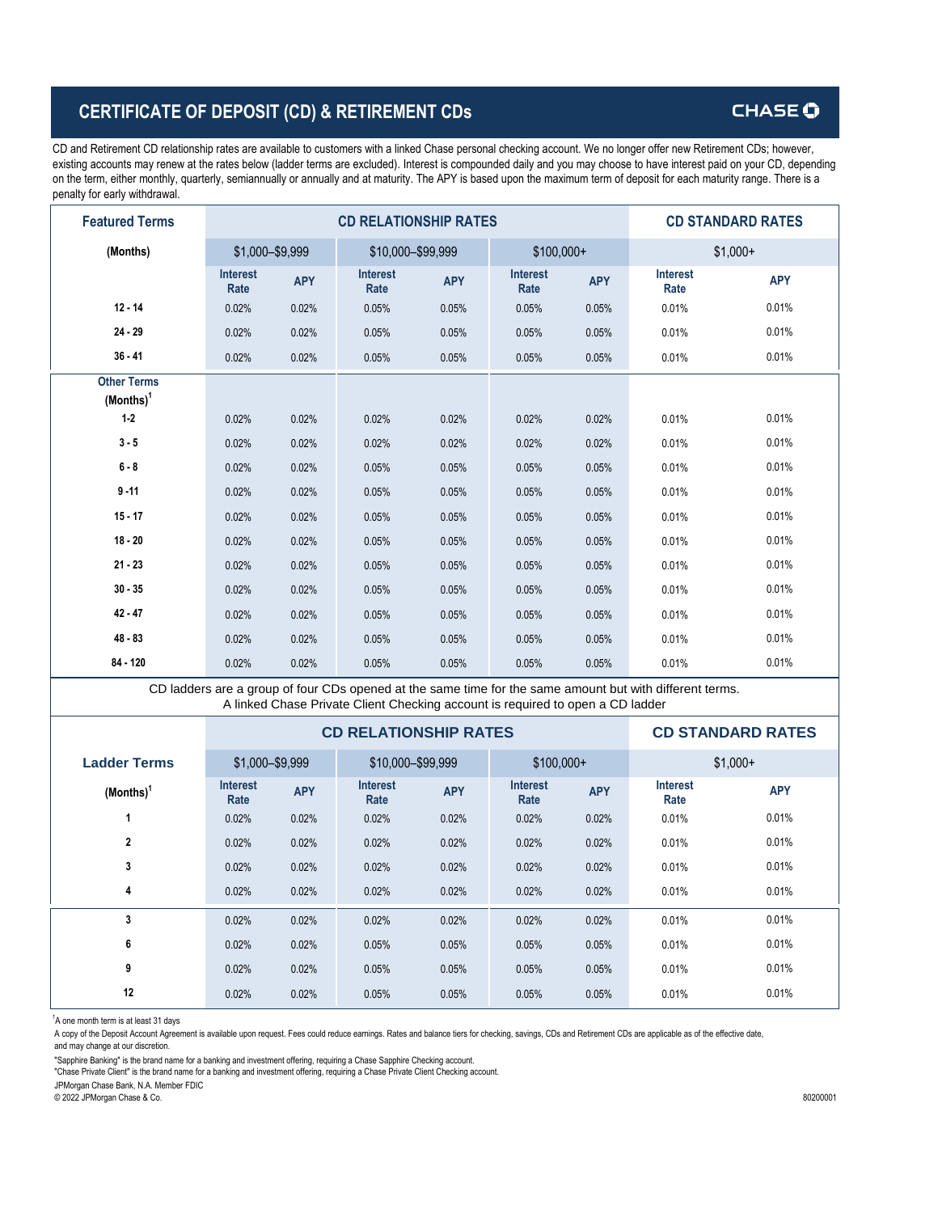## CERTIFICATE OF DEPOSIT (CD) & RETIREMENT CDs

CHASE

CD and Retirement CD relationship rates are available to customers with a linked Chase personal checking account. We no longer offer new Retirement CDs; however, existing accounts may renew at the rates below (ladder terms are excluded). Interest is compounded daily and you may choose to have interest paid on your CD, depending on the term, either monthly, quarterly, semiannually or annually and at maturity. The APY is based upon the maximum term of deposit for each maturity range. There is a penalty for early withdrawal.

| Featured Terms | CD RELATIONSHIP RATES | | | | | | CD STANDARD RATES | |
|---|---|---|---|---|---|---|---|---|
| (Months) | $1,000–$9,999 | | $10,000–$99,999 | | $100,000+ | | $1,000+ | |
| | Interest Rate | APY | Interest Rate | APY | Interest Rate | APY | Interest Rate | APY |
| 12 - 14 | 0.02% | 0.02% | 0.05% | 0.05% | 0.05% | 0.05% | 0.01% | 0.01% |
| 24 - 29 | 0.02% | 0.02% | 0.05% | 0.05% | 0.05% | 0.05% | 0.01% | 0.01% |
| 36 - 41 | 0.02% | 0.02% | 0.05% | 0.05% | 0.05% | 0.05% | 0.01% | 0.01% |
| **Other Terms (Months)[1]** | | | | | | | | |
| 1-2 | 0.02% | 0.02% | 0.02% | 0.02% | 0.02% | 0.02% | 0.01% | 0.01% |
| 3 - 5 | 0.02% | 0.02% | 0.02% | 0.02% | 0.02% | 0.02% | 0.01% | 0.01% |
| 6 - 8 | 0.02% | 0.02% | 0.05% | 0.05% | 0.05% | 0.05% | 0.01% | 0.01% |
| 9 -11 | 0.02% | 0.02% | 0.05% | 0.05% | 0.05% | 0.05% | 0.01% | 0.01% |
| 15 - 17 | 0.02% | 0.02% | 0.05% | 0.05% | 0.05% | 0.05% | 0.01% | 0.01% |
| 18 - 20 | 0.02% | 0.02% | 0.05% | 0.05% | 0.05% | 0.05% | 0.01% | 0.01% |
| 21 - 23 | 0.02% | 0.02% | 0.05% | 0.05% | 0.05% | 0.05% | 0.01% | 0.01% |
| 30 - 35 | 0.02% | 0.02% | 0.05% | 0.05% | 0.05% | 0.05% | 0.01% | 0.01% |
| 42 - 47 | 0.02% | 0.02% | 0.05% | 0.05% | 0.05% | 0.05% | 0.01% | 0.01% |
| 48 - 83 | 0.02% | 0.02% | 0.05% | 0.05% | 0.05% | 0.05% | 0.01% | 0.01% |
| 84 - 120 | 0.02% | 0.02% | 0.05% | 0.05% | 0.05% | 0.05% | 0.01% | 0.01% |

CD ladders are a group of four CDs opened at the same time for the same amount but with different terms.
A linked Chase Private Client Checking account is required to open a CD ladder

| Ladder Terms | CD RELATIONSHIP RATES | | | | | | CD STANDARD RATES | |
|---|---|---|---|---|---|---|---|---|
| | $1,000–$9,999 | | $10,000–$99,999 | | $100,000+ | | $1,000+ | |
| (Months)[1] | Interest Rate | APY | Interest Rate | APY | Interest Rate | APY | Interest Rate | APY |
| 1 | 0.02% | 0.02% | 0.02% | 0.02% | 0.02% | 0.02% | 0.01% | 0.01% |
| 2 | 0.02% | 0.02% | 0.02% | 0.02% | 0.02% | 0.02% | 0.01% | 0.01% |
| 3 | 0.02% | 0.02% | 0.02% | 0.02% | 0.02% | 0.02% | 0.01% | 0.01% |
| 4 | 0.02% | 0.02% | 0.02% | 0.02% | 0.02% | 0.02% | 0.01% | 0.01% |
| 3 | 0.02% | 0.02% | 0.02% | 0.02% | 0.02% | 0.02% | 0.01% | 0.01% |
| 6 | 0.02% | 0.02% | 0.05% | 0.05% | 0.05% | 0.05% | 0.01% | 0.01% |
| 9 | 0.02% | 0.02% | 0.05% | 0.05% | 0.05% | 0.05% | 0.01% | 0.01% |
| 12 | 0.02% | 0.02% | 0.05% | 0.05% | 0.05% | 0.05% | 0.01% | 0.01% |

[1]A one month term is at least 31 days

A copy of the Deposit Account Agreement is available upon request. Fees could reduce earnings. Rates and balance tiers for checking, savings, CDs and Retirement CDs are applicable as of the effective date, and may change at our discretion.

"Sapphire Banking" is the brand name for a banking and investment offering, requiring a Chase Sapphire Checking account.
"Chase Private Client" is the brand name for a banking and investment offering, requiring a Chase Private Client Checking account.

JPMorgan Chase Bank, N.A. Member FDIC
© 2022 JPMorgan Chase & Co.

80200001